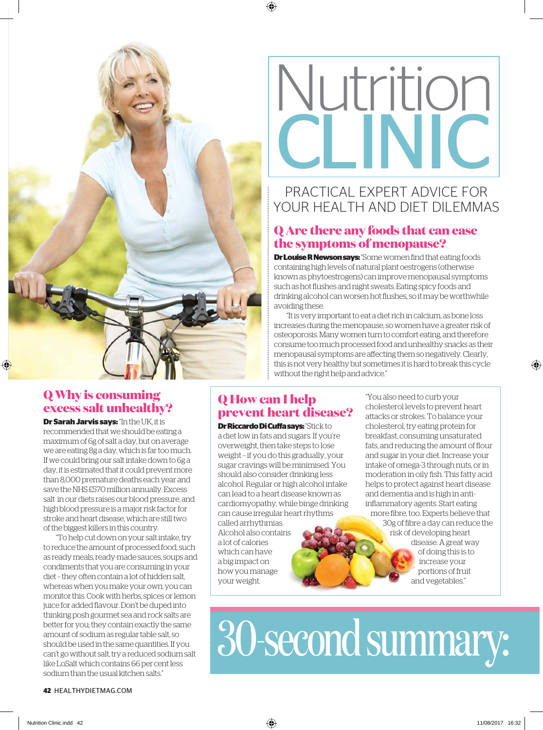# Nutrition CLINIC

PRACTICAL EXPERT ADVICE FOR YOUR HEALTH AND DIET DILEMMAS

## Q Are there any foods that can ease the symptoms of menopause?

**Dr Louise R Newson says:** "Some women find that eating foods containing high levels of natural plant oestrogens (otherwise known as phytoestrogens) can improve menopausal symptoms such as hot flushes and night sweats. Eating spicy foods and drinking alcohol can worsen hot flushes, so it may be worthwhile avoiding these.

"It is very important to eat a diet rich in calcium, as bone loss increases during the menopause, so women have a greater risk of osteoporosis. Many women turn to comfort eating, and therefore consume too much processed food and unhealthy snacks as their menopausal symptoms are affecting them so negatively. Clearly, this is not very healthy but sometimes it is hard to break this cycle without the right help and advice."

## Q Why is consuming excess salt unhealthy?

**Dr Sarah Jarvis says:** "In the UK, it is recommended that we should be eating a maximum of 6g of salt a day, but on average we are eating 8g a day, which is far too much. If we could bring our salt intake down to 6g a day, it is estimated that it could prevent more than 8,000 premature deaths each year and save the NHS £570 million annually. Excess salt in our diets raises our blood pressure, and high blood pressure is a major risk factor for stroke and heart disease, which are still two of the biggest killers in this country.

"To help cut down on your salt intake, try to reduce the amount of processed food, such as ready meals, ready-made sauces, soups and condiments that you are consuming in your diet – they often contain a lot of hidden salt, whereas when you make your own, you can monitor this. Cook with herbs, spices or lemon juice for added flavour. Don't be duped into thinking posh gourmet sea and rock salts are better for you; they contain exactly the same amount of sodium as regular table salt, so should be used in the same quantities. If you can't go without salt, try a reduced sodium salt like LoSalt which contains 66 per cent less sodium than the usual kitchen salts."

## Q How can I help prevent heart disease?

**Dr Riccardo Di Cuffa says:** "Stick to a diet low in fats and sugars. If you're overweight, then take steps to lose weight – if you do this gradually, your sugar cravings will be minimised. You should also consider drinking less alcohol. Regular or high alcohol intake can lead to a heart disease known as cardiomyopathy, while binge drinking can cause irregular heart rhythms called arrhythmias. Alcohol also contains a lot of calories which can have a big impact on how you manage your weight.

"You also need to curb your cholesterol levels to prevent heart attacks or strokes. To balance your cholesterol, try eating protein for breakfast, consuming unsaturated fats, and reducing the amount of flour and sugar in your diet. Increase your intake of omega-3 through nuts, or in moderation in oily fish. This fatty acid helps to protect against heart disease and dementia and is high in anti-inflammatory agents. Start eating more fibre, too. Experts believe that 30g of fibre a day can reduce the risk of developing heart disease. A great way of doing this is to increase your portions of fruit and vegetables."

## 30-second summary: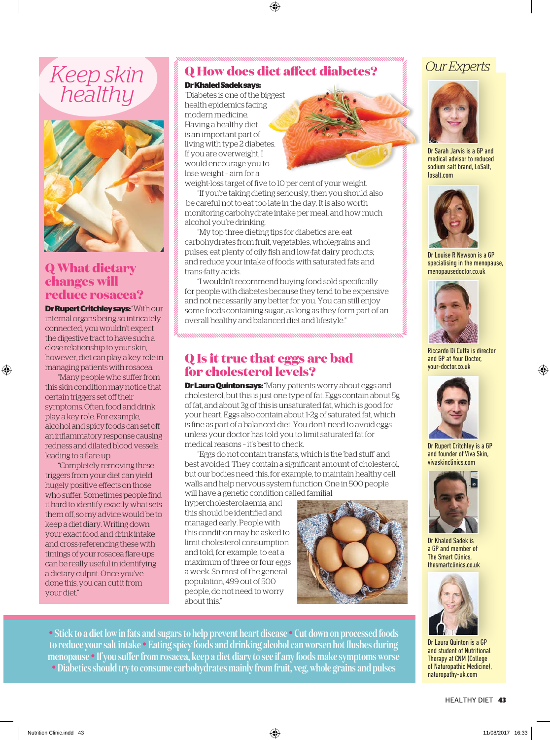# Keep skin healthy

## Q What dietary changes will reduce rosacea?

**Dr Rupert Critchley says:** "With our internal organs being so intricately connected, you wouldn't expect the digestive tract to have such a close relationship to your skin, however, diet can play a key role in managing patients with rosacea.

"Many people who suffer from this skin condition may notice that certain triggers set off their symptoms. Often, food and drink play a key role. For example, alcohol and spicy foods can set off an inflammatory response causing redness and dilated blood vessels, leading to a flare up.

"Completely removing these triggers from your diet can yield hugely positive effects on those who suffer. Sometimes people find it hard to identify exactly what sets them off, so my advice would be to keep a diet diary. Writing down your exact food and drink intake and cross-referencing these with timings of your rosacea flare-ups can be really useful in identifying a dietary culprit. Once you've done this, you can cut it from your diet."

## Q How does diet affect diabetes?

**Dr Khaled Sadek says:** "Diabetes is one of the biggest health epidemics facing modern medicine. Having a healthy diet is an important part of living with type 2 diabetes. If you are overweight, I would encourage you to lose weight – aim for a weight-loss target of five to 10 per cent of your weight.

"If you're taking dieting seriously, then you should also be careful not to eat too late in the day. It is also worth monitoring carbohydrate intake per meal, and how much alcohol you're drinking.

"My top three dieting tips for diabetics are: eat carbohydrates from fruit, vegetables, wholegrains and pulses; eat plenty of oily fish and low-fat dairy products; and reduce your intake of foods with saturated fats and trans-fatty acids.

"I wouldn't recommend buying food sold specifically for people with diabetes because they tend to be expensive and not necessarily any better for you. You can still enjoy some foods containing sugar, as long as they form part of an overall healthy and balanced diet and lifestyle."

## Q Is it true that eggs are bad for cholesterol levels?

**Dr Laura Quinton says:** "Many patients worry about eggs and cholesterol, but this is just one type of fat. Eggs contain about 5g of fat, and about 3g of this is unsaturated fat, which is good for your heart. Eggs also contain about 1-2g of saturated fat, which is fine as part of a balanced diet. You don't need to avoid eggs unless your doctor has told you to limit saturated fat for medical reasons – it's best to check.

"Eggs do not contain transfats, which is the 'bad stuff' and best avoided. They contain a significant amount of cholesterol, but our bodies need this, for example, to maintain healthy cell walls and help nervous system function. One in 500 people will have a genetic condition called familial hypercholesterolaemia, and this should be identified and managed early. People with this condition may be asked to limit cholesterol consumption and told, for example, to eat a maximum of three or four eggs a week. So most of the general population, 499 out of 500 people, do not need to worry about this."

- Stick to a diet low in fats and sugars to help prevent heart disease
- Cut down on processed foods to reduce your salt intake
- Eating spicy foods and drinking alcohol can worsen hot flushes during menopause
- If you suffer from rosacea, keep a diet diary to see if any foods make symptoms worse
- Diabetics should try to consume carbohydrates mainly from fruit, veg, whole grains and pulses

## Our Experts

Dr Sarah Jarvis is a GP and medical advisor to reduced sodium salt brand, LoSalt, losalt.com

Dr Louise R Newson is a GP specialising in the menopause, menopausedoctor.co.uk

Riccardo Di Cuffa is director and GP at Your Doctor, your-doctor.co.uk

Dr Rupert Critchley is a GP and founder of Viva Skin, vivaskinclinics.com

Dr Khaled Sadek is a GP and member of The Smart Clinics, thesmartclinics.co.uk

Dr Laura Quinton is a GP and student of Nutritional Therapy at CNM (College of Naturopathic Medicine), naturopathy-uk.com